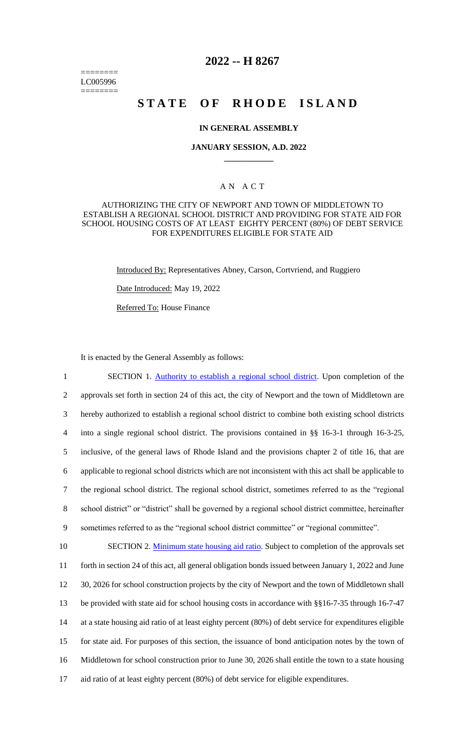========
LC005996
========

# 2022 -- H 8267

# STATE OF RHODE ISLAND

## IN GENERAL ASSEMBLY

### JANUARY SESSION, A.D. 2022

____________

### A N A C T

AUTHORIZING THE CITY OF NEWPORT AND TOWN OF MIDDLETOWN TO ESTABLISH A REGIONAL SCHOOL DISTRICT AND PROVIDING FOR STATE AID FOR SCHOOL HOUSING COSTS OF AT LEAST EIGHTY PERCENT (80%) OF DEBT SERVICE FOR EXPENDITURES ELIGIBLE FOR STATE AID

Introduced By: Representatives Abney, Carson, Cortvriend, and Ruggiero

Date Introduced: May 19, 2022

Referred To: House Finance

It is enacted by the General Assembly as follows:

1 SECTION 1. Authority to establish a regional school district. Upon completion of the
2 approvals set forth in section 24 of this act, the city of Newport and the town of Middletown are
3 hereby authorized to establish a regional school district to combine both existing school districts
4 into a single regional school district. The provisions contained in §§ 16-3-1 through 16-3-25,
5 inclusive, of the general laws of Rhode Island and the provisions chapter 2 of title 16, that are
6 applicable to regional school districts which are not inconsistent with this act shall be applicable to
7 the regional school district. The regional school district, sometimes referred to as the "regional
8 school district" or "district" shall be governed by a regional school district committee, hereinafter
9 sometimes referred to as the "regional school district committee" or "regional committee".

10 SECTION 2. Minimum state housing aid ratio. Subject to completion of the approvals set
11 forth in section 24 of this act, all general obligation bonds issued between January 1, 2022 and June
12 30, 2026 for school construction projects by the city of Newport and the town of Middletown shall
13 be provided with state aid for school housing costs in accordance with §§16-7-35 through 16-7-47
14 at a state housing aid ratio of at least eighty percent (80%) of debt service for expenditures eligible
15 for state aid. For purposes of this section, the issuance of bond anticipation notes by the town of
16 Middletown for school construction prior to June 30, 2026 shall entitle the town to a state housing
17 aid ratio of at least eighty percent (80%) of debt service for eligible expenditures.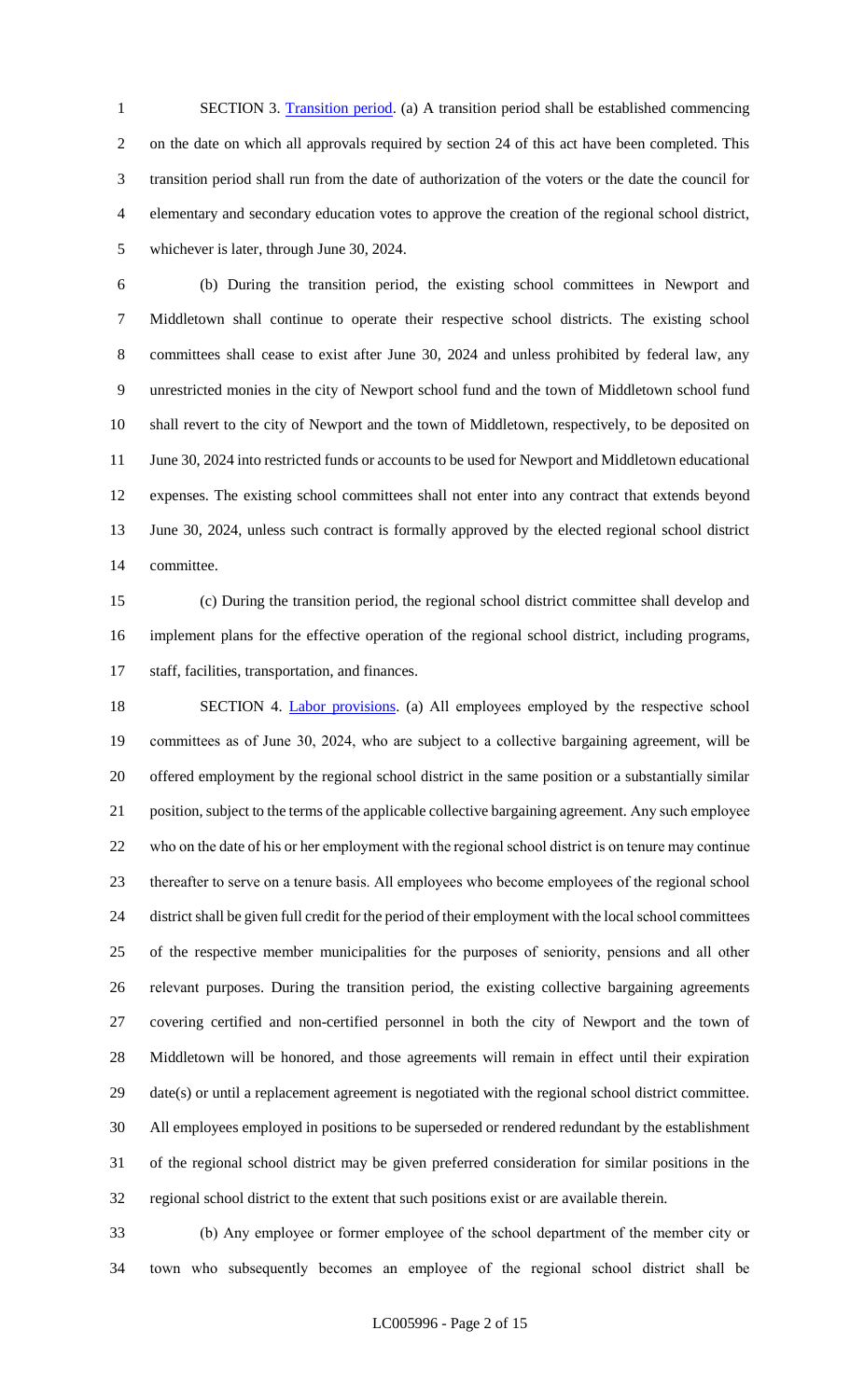SECTION 3. Transition period. (a) A transition period shall be established commencing on the date on which all approvals required by section 24 of this act have been completed. This transition period shall run from the date of authorization of the voters or the date the council for elementary and secondary education votes to approve the creation of the regional school district, whichever is later, through June 30, 2024.

(b) During the transition period, the existing school committees in Newport and Middletown shall continue to operate their respective school districts. The existing school committees shall cease to exist after June 30, 2024 and unless prohibited by federal law, any unrestricted monies in the city of Newport school fund and the town of Middletown school fund shall revert to the city of Newport and the town of Middletown, respectively, to be deposited on June 30, 2024 into restricted funds or accounts to be used for Newport and Middletown educational expenses. The existing school committees shall not enter into any contract that extends beyond June 30, 2024, unless such contract is formally approved by the elected regional school district committee.

(c) During the transition period, the regional school district committee shall develop and implement plans for the effective operation of the regional school district, including programs, staff, facilities, transportation, and finances.

SECTION 4. Labor provisions. (a) All employees employed by the respective school committees as of June 30, 2024, who are subject to a collective bargaining agreement, will be offered employment by the regional school district in the same position or a substantially similar position, subject to the terms of the applicable collective bargaining agreement. Any such employee who on the date of his or her employment with the regional school district is on tenure may continue thereafter to serve on a tenure basis. All employees who become employees of the regional school district shall be given full credit for the period of their employment with the local school committees of the respective member municipalities for the purposes of seniority, pensions and all other relevant purposes. During the transition period, the existing collective bargaining agreements covering certified and non-certified personnel in both the city of Newport and the town of Middletown will be honored, and those agreements will remain in effect until their expiration date(s) or until a replacement agreement is negotiated with the regional school district committee. All employees employed in positions to be superseded or rendered redundant by the establishment of the regional school district may be given preferred consideration for similar positions in the regional school district to the extent that such positions exist or are available therein.

(b) Any employee or former employee of the school department of the member city or town who subsequently becomes an employee of the regional school district shall be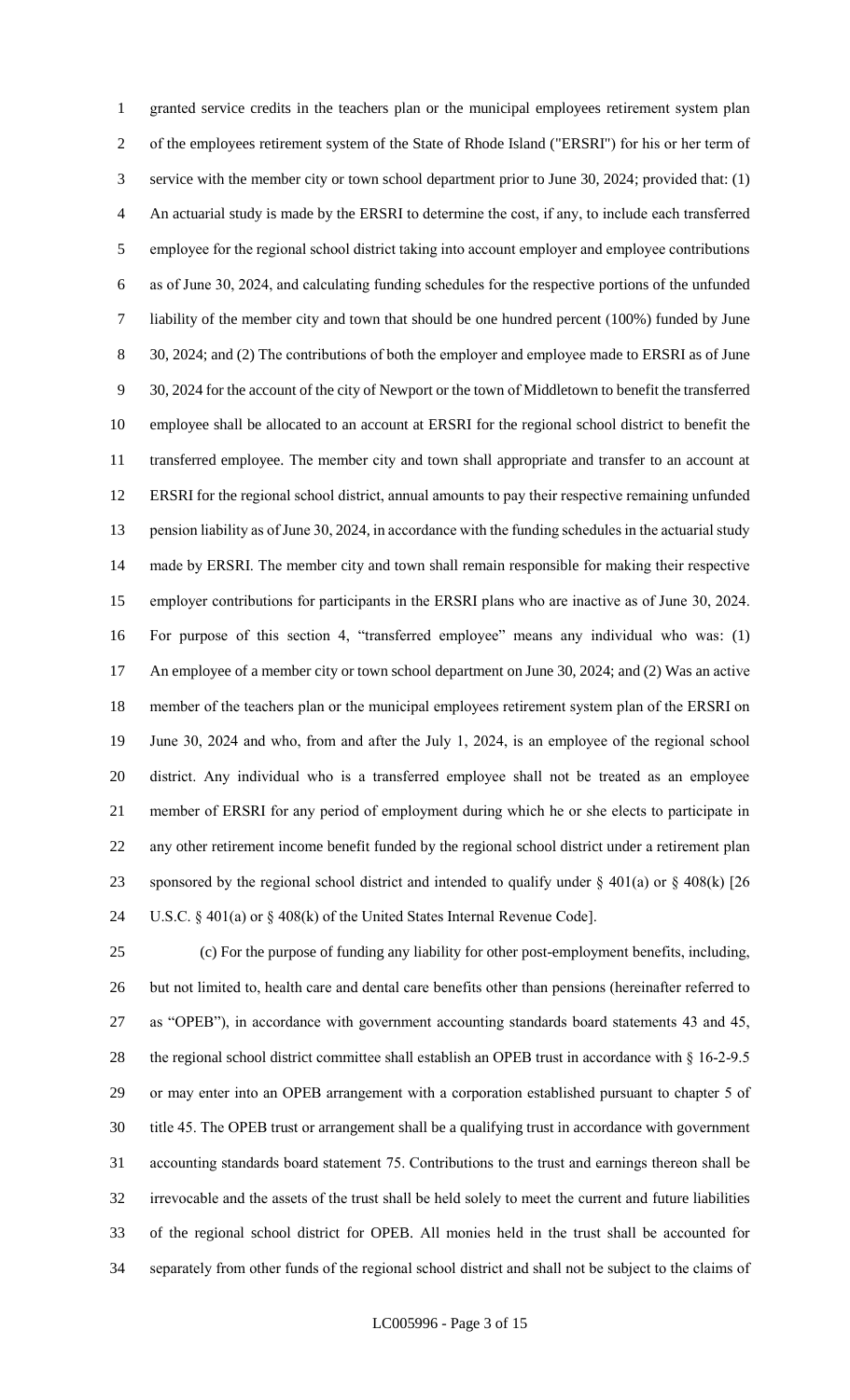granted service credits in the teachers plan or the municipal employees retirement system plan of the employees retirement system of the State of Rhode Island ("ERSRI") for his or her term of service with the member city or town school department prior to June 30, 2024; provided that: (1) An actuarial study is made by the ERSRI to determine the cost, if any, to include each transferred employee for the regional school district taking into account employer and employee contributions as of June 30, 2024, and calculating funding schedules for the respective portions of the unfunded liability of the member city and town that should be one hundred percent (100%) funded by June 30, 2024; and (2) The contributions of both the employer and employee made to ERSRI as of June 30, 2024 for the account of the city of Newport or the town of Middletown to benefit the transferred employee shall be allocated to an account at ERSRI for the regional school district to benefit the transferred employee. The member city and town shall appropriate and transfer to an account at ERSRI for the regional school district, annual amounts to pay their respective remaining unfunded pension liability as of June 30, 2024, in accordance with the funding schedules in the actuarial study made by ERSRI. The member city and town shall remain responsible for making their respective employer contributions for participants in the ERSRI plans who are inactive as of June 30, 2024. For purpose of this section 4, "transferred employee" means any individual who was: (1) An employee of a member city or town school department on June 30, 2024; and (2) Was an active member of the teachers plan or the municipal employees retirement system plan of the ERSRI on June 30, 2024 and who, from and after the July 1, 2024, is an employee of the regional school district. Any individual who is a transferred employee shall not be treated as an employee member of ERSRI for any period of employment during which he or she elects to participate in any other retirement income benefit funded by the regional school district under a retirement plan sponsored by the regional school district and intended to qualify under § 401(a) or § 408(k) [26 U.S.C. § 401(a) or § 408(k) of the United States Internal Revenue Code].

(c) For the purpose of funding any liability for other post-employment benefits, including, but not limited to, health care and dental care benefits other than pensions (hereinafter referred to as "OPEB"), in accordance with government accounting standards board statements 43 and 45, the regional school district committee shall establish an OPEB trust in accordance with § 16-2-9.5 or may enter into an OPEB arrangement with a corporation established pursuant to chapter 5 of title 45. The OPEB trust or arrangement shall be a qualifying trust in accordance with government accounting standards board statement 75. Contributions to the trust and earnings thereon shall be irrevocable and the assets of the trust shall be held solely to meet the current and future liabilities of the regional school district for OPEB. All monies held in the trust shall be accounted for separately from other funds of the regional school district and shall not be subject to the claims of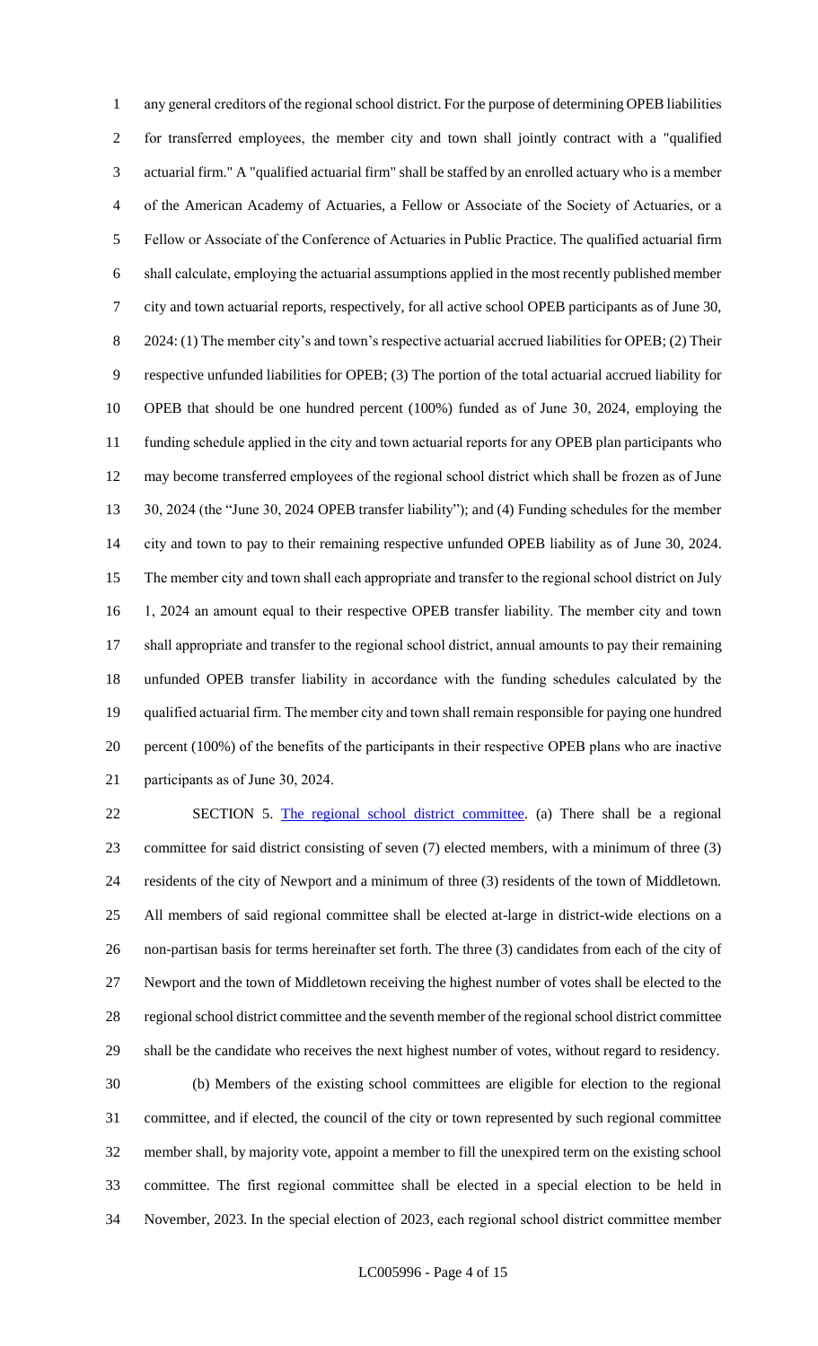any general creditors of the regional school district. For the purpose of determining OPEB liabilities for transferred employees, the member city and town shall jointly contract with a "qualified actuarial firm." A "qualified actuarial firm" shall be staffed by an enrolled actuary who is a member of the American Academy of Actuaries, a Fellow or Associate of the Society of Actuaries, or a Fellow or Associate of the Conference of Actuaries in Public Practice. The qualified actuarial firm shall calculate, employing the actuarial assumptions applied in the most recently published member city and town actuarial reports, respectively, for all active school OPEB participants as of June 30, 2024: (1) The member city's and town's respective actuarial accrued liabilities for OPEB; (2) Their respective unfunded liabilities for OPEB; (3) The portion of the total actuarial accrued liability for OPEB that should be one hundred percent (100%) funded as of June 30, 2024, employing the funding schedule applied in the city and town actuarial reports for any OPEB plan participants who may become transferred employees of the regional school district which shall be frozen as of June 30, 2024 (the "June 30, 2024 OPEB transfer liability"); and (4) Funding schedules for the member city and town to pay to their remaining respective unfunded OPEB liability as of June 30, 2024. The member city and town shall each appropriate and transfer to the regional school district on July 1, 2024 an amount equal to their respective OPEB transfer liability. The member city and town shall appropriate and transfer to the regional school district, annual amounts to pay their remaining unfunded OPEB transfer liability in accordance with the funding schedules calculated by the qualified actuarial firm. The member city and town shall remain responsible for paying one hundred percent (100%) of the benefits of the participants in their respective OPEB plans who are inactive participants as of June 30, 2024.

SECTION 5. The regional school district committee. (a) There shall be a regional committee for said district consisting of seven (7) elected members, with a minimum of three (3) residents of the city of Newport and a minimum of three (3) residents of the town of Middletown. All members of said regional committee shall be elected at-large in district-wide elections on a non-partisan basis for terms hereinafter set forth. The three (3) candidates from each of the city of Newport and the town of Middletown receiving the highest number of votes shall be elected to the regional school district committee and the seventh member of the regional school district committee shall be the candidate who receives the next highest number of votes, without regard to residency.

(b) Members of the existing school committees are eligible for election to the regional committee, and if elected, the council of the city or town represented by such regional committee member shall, by majority vote, appoint a member to fill the unexpired term on the existing school committee. The first regional committee shall be elected in a special election to be held in November, 2023. In the special election of 2023, each regional school district committee member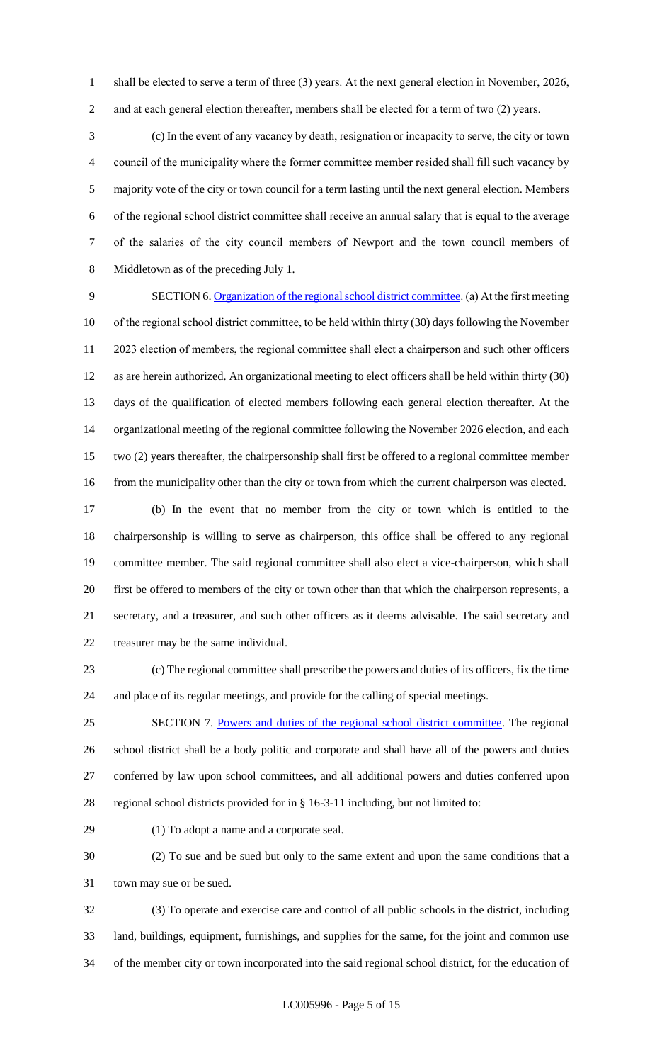shall be elected to serve a term of three (3) years. At the next general election in November, 2026, and at each general election thereafter, members shall be elected for a term of two (2) years.

(c) In the event of any vacancy by death, resignation or incapacity to serve, the city or town council of the municipality where the former committee member resided shall fill such vacancy by majority vote of the city or town council for a term lasting until the next general election. Members of the regional school district committee shall receive an annual salary that is equal to the average of the salaries of the city council members of Newport and the town council members of Middletown as of the preceding July 1.

SECTION 6. Organization of the regional school district committee. (a) At the first meeting of the regional school district committee, to be held within thirty (30) days following the November 2023 election of members, the regional committee shall elect a chairperson and such other officers as are herein authorized. An organizational meeting to elect officers shall be held within thirty (30) days of the qualification of elected members following each general election thereafter. At the organizational meeting of the regional committee following the November 2026 election, and each two (2) years thereafter, the chairpersonship shall first be offered to a regional committee member from the municipality other than the city or town from which the current chairperson was elected.

(b) In the event that no member from the city or town which is entitled to the chairpersonship is willing to serve as chairperson, this office shall be offered to any regional committee member. The said regional committee shall also elect a vice-chairperson, which shall first be offered to members of the city or town other than that which the chairperson represents, a secretary, and a treasurer, and such other officers as it deems advisable. The said secretary and treasurer may be the same individual.

(c) The regional committee shall prescribe the powers and duties of its officers, fix the time and place of its regular meetings, and provide for the calling of special meetings.

SECTION 7. Powers and duties of the regional school district committee. The regional school district shall be a body politic and corporate and shall have all of the powers and duties conferred by law upon school committees, and all additional powers and duties conferred upon regional school districts provided for in § 16-3-11 including, but not limited to:

(1) To adopt a name and a corporate seal.

(2) To sue and be sued but only to the same extent and upon the same conditions that a town may sue or be sued.

(3) To operate and exercise care and control of all public schools in the district, including land, buildings, equipment, furnishings, and supplies for the same, for the joint and common use of the member city or town incorporated into the said regional school district, for the education of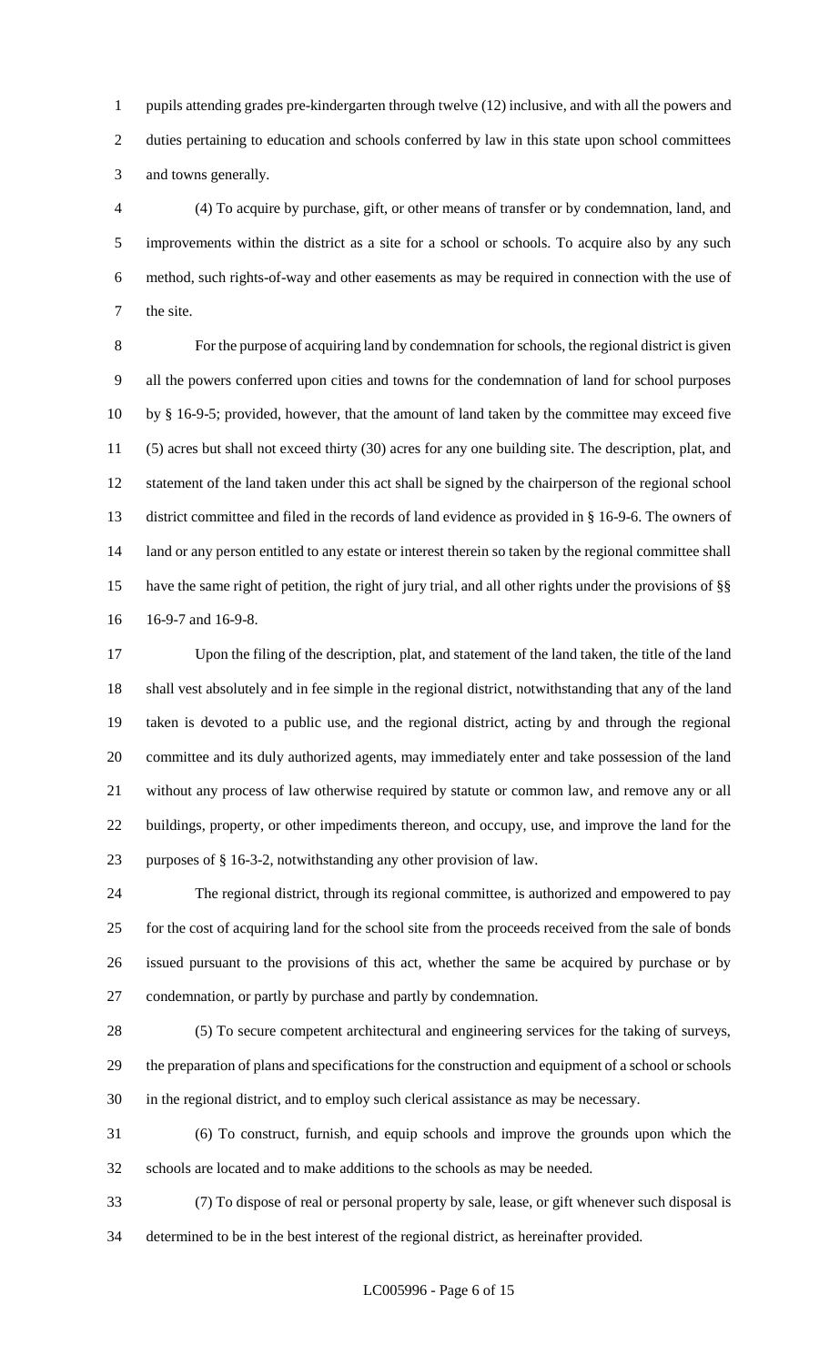pupils attending grades pre-kindergarten through twelve (12) inclusive, and with all the powers and duties pertaining to education and schools conferred by law in this state upon school committees and towns generally.

(4) To acquire by purchase, gift, or other means of transfer or by condemnation, land, and improvements within the district as a site for a school or schools. To acquire also by any such method, such rights-of-way and other easements as may be required in connection with the use of the site.

For the purpose of acquiring land by condemnation for schools, the regional district is given all the powers conferred upon cities and towns for the condemnation of land for school purposes by § 16-9-5; provided, however, that the amount of land taken by the committee may exceed five (5) acres but shall not exceed thirty (30) acres for any one building site. The description, plat, and statement of the land taken under this act shall be signed by the chairperson of the regional school district committee and filed in the records of land evidence as provided in § 16-9-6. The owners of land or any person entitled to any estate or interest therein so taken by the regional committee shall have the same right of petition, the right of jury trial, and all other rights under the provisions of §§ 16-9-7 and 16-9-8.

Upon the filing of the description, plat, and statement of the land taken, the title of the land shall vest absolutely and in fee simple in the regional district, notwithstanding that any of the land taken is devoted to a public use, and the regional district, acting by and through the regional committee and its duly authorized agents, may immediately enter and take possession of the land without any process of law otherwise required by statute or common law, and remove any or all buildings, property, or other impediments thereon, and occupy, use, and improve the land for the purposes of § 16-3-2, notwithstanding any other provision of law.

The regional district, through its regional committee, is authorized and empowered to pay for the cost of acquiring land for the school site from the proceeds received from the sale of bonds issued pursuant to the provisions of this act, whether the same be acquired by purchase or by condemnation, or partly by purchase and partly by condemnation.

(5) To secure competent architectural and engineering services for the taking of surveys, the preparation of plans and specifications for the construction and equipment of a school or schools in the regional district, and to employ such clerical assistance as may be necessary.

(6) To construct, furnish, and equip schools and improve the grounds upon which the schools are located and to make additions to the schools as may be needed.

(7) To dispose of real or personal property by sale, lease, or gift whenever such disposal is determined to be in the best interest of the regional district, as hereinafter provided.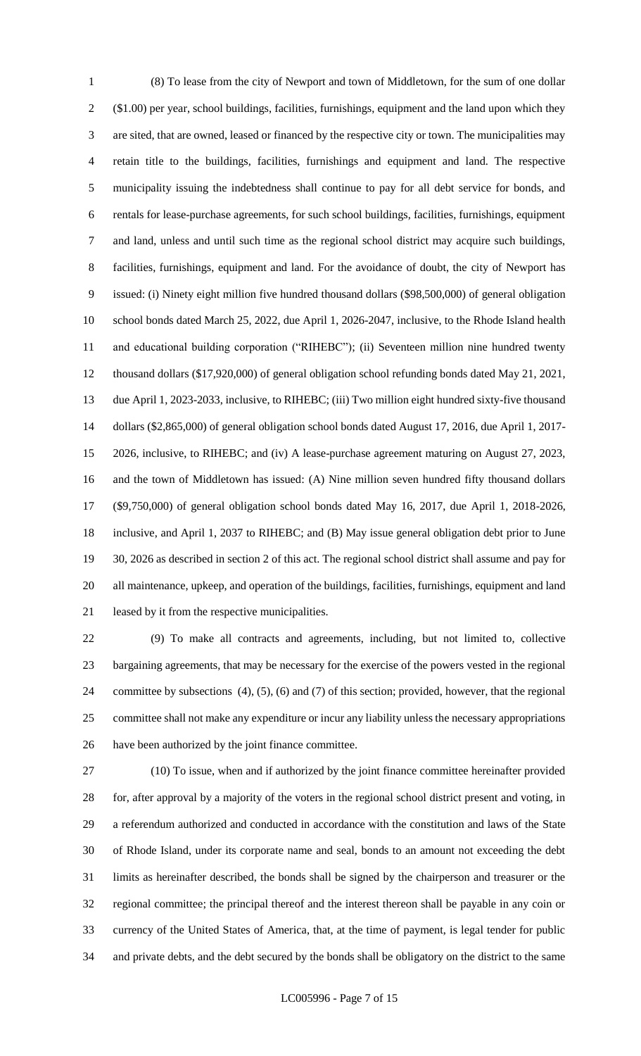(8) To lease from the city of Newport and town of Middletown, for the sum of one dollar ($1.00) per year, school buildings, facilities, furnishings, equipment and the land upon which they are sited, that are owned, leased or financed by the respective city or town. The municipalities may retain title to the buildings, facilities, furnishings and equipment and land. The respective municipality issuing the indebtedness shall continue to pay for all debt service for bonds, and rentals for lease-purchase agreements, for such school buildings, facilities, furnishings, equipment and land, unless and until such time as the regional school district may acquire such buildings, facilities, furnishings, equipment and land. For the avoidance of doubt, the city of Newport has issued: (i) Ninety eight million five hundred thousand dollars ($98,500,000) of general obligation school bonds dated March 25, 2022, due April 1, 2026-2047, inclusive, to the Rhode Island health and educational building corporation ("RIHEBC"); (ii) Seventeen million nine hundred twenty thousand dollars ($17,920,000) of general obligation school refunding bonds dated May 21, 2021, due April 1, 2023-2033, inclusive, to RIHEBC; (iii) Two million eight hundred sixty-five thousand dollars ($2,865,000) of general obligation school bonds dated August 17, 2016, due April 1, 2017-2026, inclusive, to RIHEBC; and (iv) A lease-purchase agreement maturing on August 27, 2023, and the town of Middletown has issued: (A) Nine million seven hundred fifty thousand dollars ($9,750,000) of general obligation school bonds dated May 16, 2017, due April 1, 2018-2026, inclusive, and April 1, 2037 to RIHEBC; and (B) May issue general obligation debt prior to June 30, 2026 as described in section 2 of this act. The regional school district shall assume and pay for all maintenance, upkeep, and operation of the buildings, facilities, furnishings, equipment and land leased by it from the respective municipalities.

(9) To make all contracts and agreements, including, but not limited to, collective bargaining agreements, that may be necessary for the exercise of the powers vested in the regional committee by subsections (4), (5), (6) and (7) of this section; provided, however, that the regional committee shall not make any expenditure or incur any liability unless the necessary appropriations have been authorized by the joint finance committee.

(10) To issue, when and if authorized by the joint finance committee hereinafter provided for, after approval by a majority of the voters in the regional school district present and voting, in a referendum authorized and conducted in accordance with the constitution and laws of the State of Rhode Island, under its corporate name and seal, bonds to an amount not exceeding the debt limits as hereinafter described, the bonds shall be signed by the chairperson and treasurer or the regional committee; the principal thereof and the interest thereon shall be payable in any coin or currency of the United States of America, that, at the time of payment, is legal tender for public and private debts, and the debt secured by the bonds shall be obligatory on the district to the same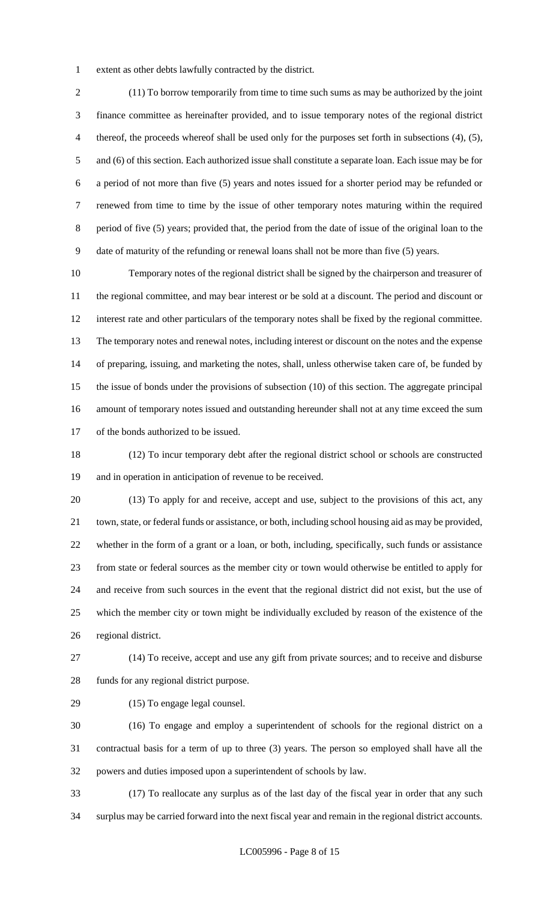extent as other debts lawfully contracted by the district.

(11) To borrow temporarily from time to time such sums as may be authorized by the joint finance committee as hereinafter provided, and to issue temporary notes of the regional district thereof, the proceeds whereof shall be used only for the purposes set forth in subsections (4), (5), and (6) of this section. Each authorized issue shall constitute a separate loan. Each issue may be for a period of not more than five (5) years and notes issued for a shorter period may be refunded or renewed from time to time by the issue of other temporary notes maturing within the required period of five (5) years; provided that, the period from the date of issue of the original loan to the date of maturity of the refunding or renewal loans shall not be more than five (5) years.

Temporary notes of the regional district shall be signed by the chairperson and treasurer of the regional committee, and may bear interest or be sold at a discount. The period and discount or interest rate and other particulars of the temporary notes shall be fixed by the regional committee. The temporary notes and renewal notes, including interest or discount on the notes and the expense of preparing, issuing, and marketing the notes, shall, unless otherwise taken care of, be funded by the issue of bonds under the provisions of subsection (10) of this section. The aggregate principal amount of temporary notes issued and outstanding hereunder shall not at any time exceed the sum of the bonds authorized to be issued.

(12) To incur temporary debt after the regional district school or schools are constructed and in operation in anticipation of revenue to be received.

(13) To apply for and receive, accept and use, subject to the provisions of this act, any town, state, or federal funds or assistance, or both, including school housing aid as may be provided, whether in the form of a grant or a loan, or both, including, specifically, such funds or assistance from state or federal sources as the member city or town would otherwise be entitled to apply for and receive from such sources in the event that the regional district did not exist, but the use of which the member city or town might be individually excluded by reason of the existence of the regional district.

(14) To receive, accept and use any gift from private sources; and to receive and disburse funds for any regional district purpose.

(15) To engage legal counsel.

(16) To engage and employ a superintendent of schools for the regional district on a contractual basis for a term of up to three (3) years. The person so employed shall have all the powers and duties imposed upon a superintendent of schools by law.

(17) To reallocate any surplus as of the last day of the fiscal year in order that any such surplus may be carried forward into the next fiscal year and remain in the regional district accounts.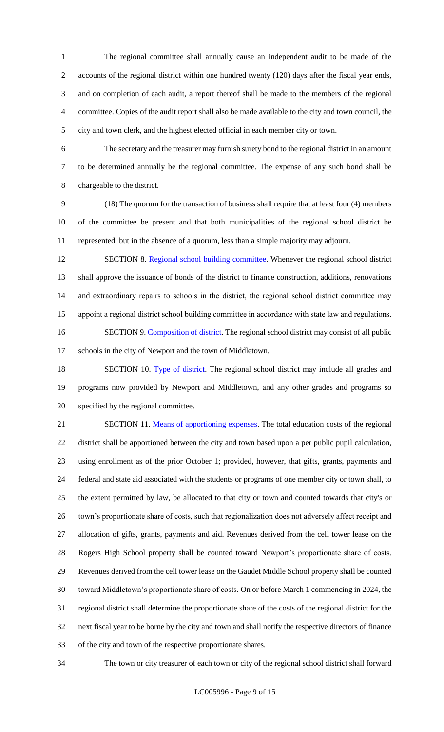The regional committee shall annually cause an independent audit to be made of the accounts of the regional district within one hundred twenty (120) days after the fiscal year ends, and on completion of each audit, a report thereof shall be made to the members of the regional committee. Copies of the audit report shall also be made available to the city and town council, the city and town clerk, and the highest elected official in each member city or town.

The secretary and the treasurer may furnish surety bond to the regional district in an amount to be determined annually be the regional committee. The expense of any such bond shall be chargeable to the district.

(18) The quorum for the transaction of business shall require that at least four (4) members of the committee be present and that both municipalities of the regional school district be represented, but in the absence of a quorum, less than a simple majority may adjourn.

SECTION 8. Regional school building committee. Whenever the regional school district shall approve the issuance of bonds of the district to finance construction, additions, renovations and extraordinary repairs to schools in the district, the regional school district committee may appoint a regional district school building committee in accordance with state law and regulations.

SECTION 9. Composition of district. The regional school district may consist of all public schools in the city of Newport and the town of Middletown.

SECTION 10. Type of district. The regional school district may include all grades and programs now provided by Newport and Middletown, and any other grades and programs so specified by the regional committee.

SECTION 11. Means of apportioning expenses. The total education costs of the regional district shall be apportioned between the city and town based upon a per public pupil calculation, using enrollment as of the prior October 1; provided, however, that gifts, grants, payments and federal and state aid associated with the students or programs of one member city or town shall, to the extent permitted by law, be allocated to that city or town and counted towards that city's or town's proportionate share of costs, such that regionalization does not adversely affect receipt and allocation of gifts, grants, payments and aid. Revenues derived from the cell tower lease on the Rogers High School property shall be counted toward Newport's proportionate share of costs. Revenues derived from the cell tower lease on the Gaudet Middle School property shall be counted toward Middletown's proportionate share of costs. On or before March 1 commencing in 2024, the regional district shall determine the proportionate share of the costs of the regional district for the next fiscal year to be borne by the city and town and shall notify the respective directors of finance of the city and town of the respective proportionate shares.

The town or city treasurer of each town or city of the regional school district shall forward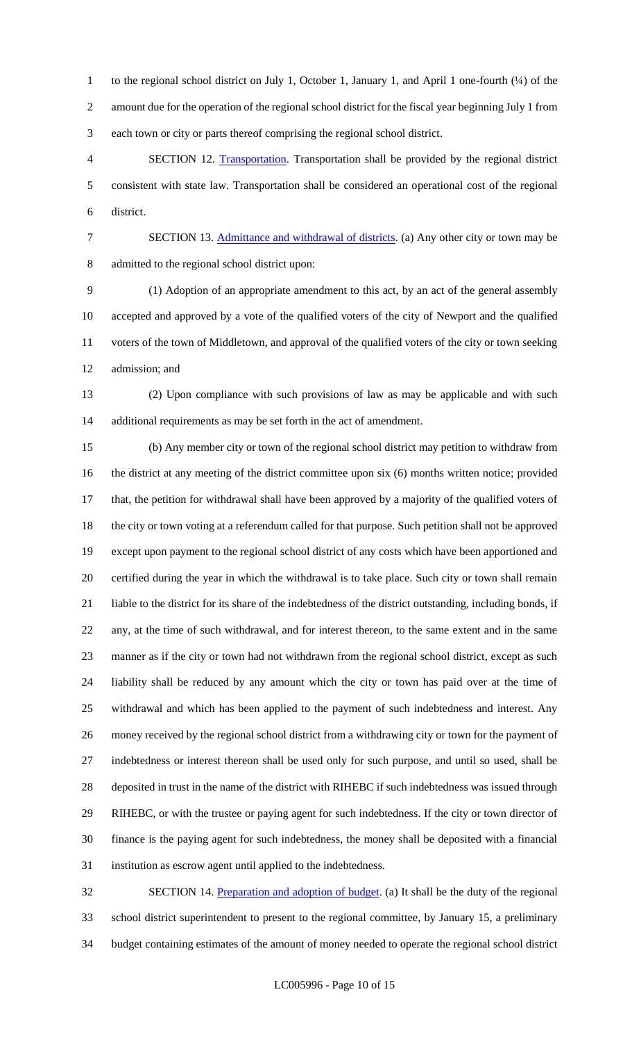to the regional school district on July 1, October 1, January 1, and April 1 one-fourth (¼) of the amount due for the operation of the regional school district for the fiscal year beginning July 1 from each town or city or parts thereof comprising the regional school district.

SECTION 12. Transportation. Transportation shall be provided by the regional district consistent with state law. Transportation shall be considered an operational cost of the regional district.

SECTION 13. Admittance and withdrawal of districts. (a) Any other city or town may be admitted to the regional school district upon:

(1) Adoption of an appropriate amendment to this act, by an act of the general assembly accepted and approved by a vote of the qualified voters of the city of Newport and the qualified voters of the town of Middletown, and approval of the qualified voters of the city or town seeking admission; and

(2) Upon compliance with such provisions of law as may be applicable and with such additional requirements as may be set forth in the act of amendment.

(b) Any member city or town of the regional school district may petition to withdraw from the district at any meeting of the district committee upon six (6) months written notice; provided that, the petition for withdrawal shall have been approved by a majority of the qualified voters of the city or town voting at a referendum called for that purpose. Such petition shall not be approved except upon payment to the regional school district of any costs which have been apportioned and certified during the year in which the withdrawal is to take place. Such city or town shall remain liable to the district for its share of the indebtedness of the district outstanding, including bonds, if any, at the time of such withdrawal, and for interest thereon, to the same extent and in the same manner as if the city or town had not withdrawn from the regional school district, except as such liability shall be reduced by any amount which the city or town has paid over at the time of withdrawal and which has been applied to the payment of such indebtedness and interest. Any money received by the regional school district from a withdrawing city or town for the payment of indebtedness or interest thereon shall be used only for such purpose, and until so used, shall be deposited in trust in the name of the district with RIHEBC if such indebtedness was issued through RIHEBC, or with the trustee or paying agent for such indebtedness. If the city or town director of finance is the paying agent for such indebtedness, the money shall be deposited with a financial institution as escrow agent until applied to the indebtedness.

SECTION 14. Preparation and adoption of budget. (a) It shall be the duty of the regional school district superintendent to present to the regional committee, by January 15, a preliminary budget containing estimates of the amount of money needed to operate the regional school district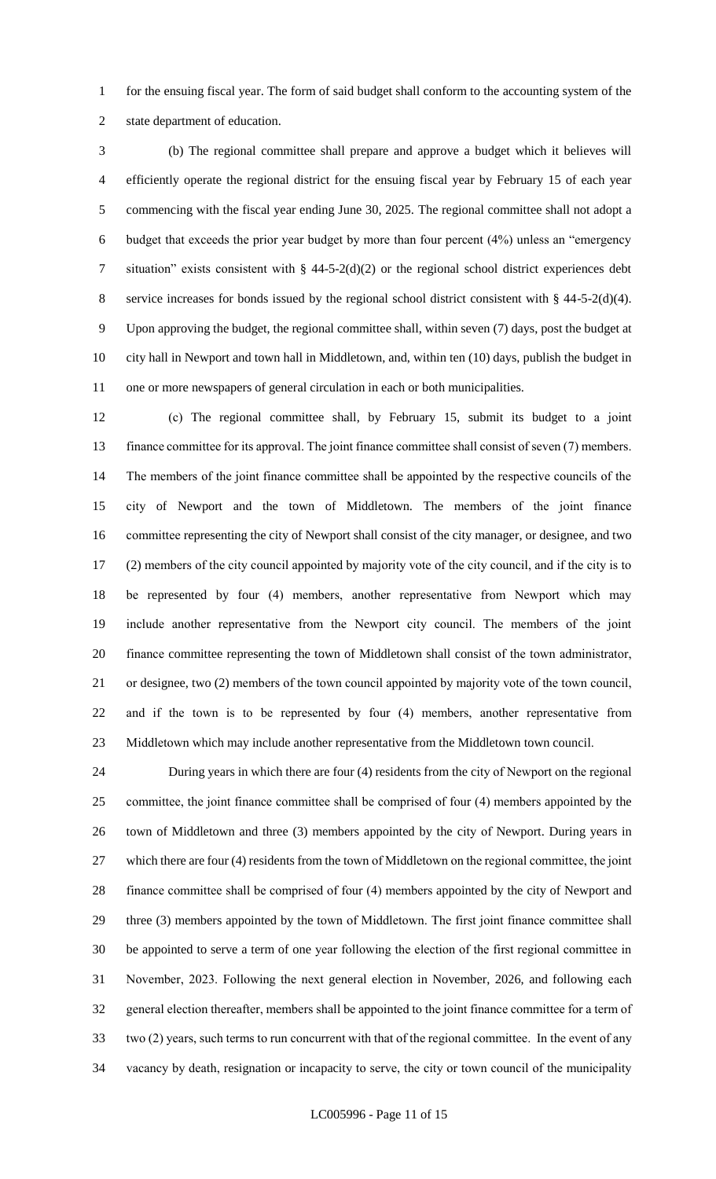for the ensuing fiscal year. The form of said budget shall conform to the accounting system of the state department of education.

(b) The regional committee shall prepare and approve a budget which it believes will efficiently operate the regional district for the ensuing fiscal year by February 15 of each year commencing with the fiscal year ending June 30, 2025. The regional committee shall not adopt a budget that exceeds the prior year budget by more than four percent (4%) unless an "emergency situation" exists consistent with § 44-5-2(d)(2) or the regional school district experiences debt service increases for bonds issued by the regional school district consistent with § 44-5-2(d)(4). Upon approving the budget, the regional committee shall, within seven (7) days, post the budget at city hall in Newport and town hall in Middletown, and, within ten (10) days, publish the budget in one or more newspapers of general circulation in each or both municipalities.

(c) The regional committee shall, by February 15, submit its budget to a joint finance committee for its approval. The joint finance committee shall consist of seven (7) members. The members of the joint finance committee shall be appointed by the respective councils of the city of Newport and the town of Middletown. The members of the joint finance committee representing the city of Newport shall consist of the city manager, or designee, and two (2) members of the city council appointed by majority vote of the city council, and if the city is to be represented by four (4) members, another representative from Newport which may include another representative from the Newport city council. The members of the joint finance committee representing the town of Middletown shall consist of the town administrator, or designee, two (2) members of the town council appointed by majority vote of the town council, and if the town is to be represented by four (4) members, another representative from Middletown which may include another representative from the Middletown town council.

During years in which there are four (4) residents from the city of Newport on the regional committee, the joint finance committee shall be comprised of four (4) members appointed by the town of Middletown and three (3) members appointed by the city of Newport. During years in which there are four (4) residents from the town of Middletown on the regional committee, the joint finance committee shall be comprised of four (4) members appointed by the city of Newport and three (3) members appointed by the town of Middletown. The first joint finance committee shall be appointed to serve a term of one year following the election of the first regional committee in November, 2023. Following the next general election in November, 2026, and following each general election thereafter, members shall be appointed to the joint finance committee for a term of two (2) years, such terms to run concurrent with that of the regional committee. In the event of any vacancy by death, resignation or incapacity to serve, the city or town council of the municipality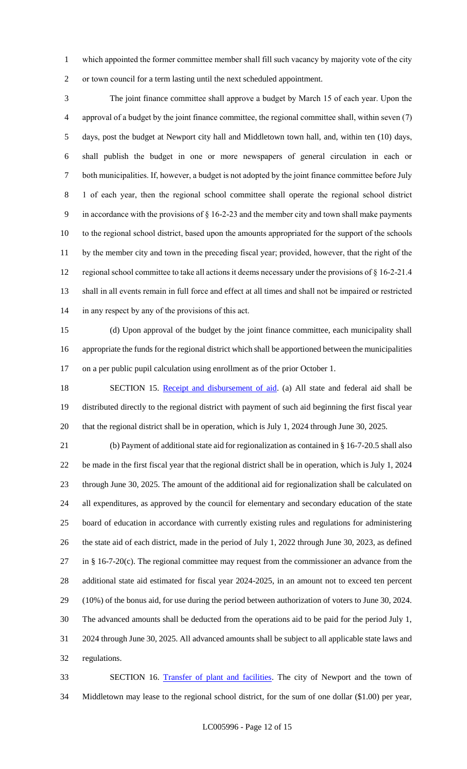which appointed the former committee member shall fill such vacancy by majority vote of the city or town council for a term lasting until the next scheduled appointment.

The joint finance committee shall approve a budget by March 15 of each year. Upon the approval of a budget by the joint finance committee, the regional committee shall, within seven (7) days, post the budget at Newport city hall and Middletown town hall, and, within ten (10) days, shall publish the budget in one or more newspapers of general circulation in each or both municipalities. If, however, a budget is not adopted by the joint finance committee before July 1 of each year, then the regional school committee shall operate the regional school district in accordance with the provisions of § 16-2-23 and the member city and town shall make payments to the regional school district, based upon the amounts appropriated for the support of the schools by the member city and town in the preceding fiscal year; provided, however, that the right of the regional school committee to take all actions it deems necessary under the provisions of § 16-2-21.4 shall in all events remain in full force and effect at all times and shall not be impaired or restricted in any respect by any of the provisions of this act.

(d) Upon approval of the budget by the joint finance committee, each municipality shall appropriate the funds for the regional district which shall be apportioned between the municipalities on a per public pupil calculation using enrollment as of the prior October 1.

SECTION 15. Receipt and disbursement of aid. (a) All state and federal aid shall be distributed directly to the regional district with payment of such aid beginning the first fiscal year that the regional district shall be in operation, which is July 1, 2024 through June 30, 2025.

(b) Payment of additional state aid for regionalization as contained in § 16-7-20.5 shall also be made in the first fiscal year that the regional district shall be in operation, which is July 1, 2024 through June 30, 2025. The amount of the additional aid for regionalization shall be calculated on all expenditures, as approved by the council for elementary and secondary education of the state board of education in accordance with currently existing rules and regulations for administering the state aid of each district, made in the period of July 1, 2022 through June 30, 2023, as defined in § 16-7-20(c). The regional committee may request from the commissioner an advance from the additional state aid estimated for fiscal year 2024-2025, in an amount not to exceed ten percent (10%) of the bonus aid, for use during the period between authorization of voters to June 30, 2024. The advanced amounts shall be deducted from the operations aid to be paid for the period July 1, 2024 through June 30, 2025. All advanced amounts shall be subject to all applicable state laws and regulations.

SECTION 16. Transfer of plant and facilities. The city of Newport and the town of Middletown may lease to the regional school district, for the sum of one dollar ($1.00) per year,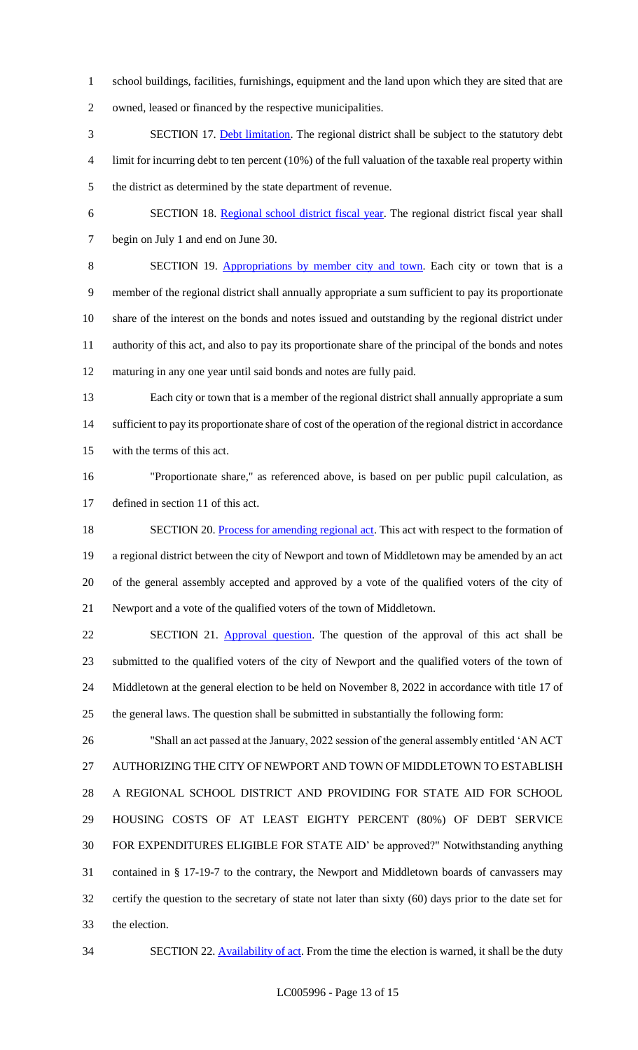school buildings, facilities, furnishings, equipment and the land upon which they are sited that are owned, leased or financed by the respective municipalities.

SECTION 17. Debt limitation. The regional district shall be subject to the statutory debt limit for incurring debt to ten percent (10%) of the full valuation of the taxable real property within the district as determined by the state department of revenue.

SECTION 18. Regional school district fiscal year. The regional district fiscal year shall begin on July 1 and end on June 30.

SECTION 19. Appropriations by member city and town. Each city or town that is a member of the regional district shall annually appropriate a sum sufficient to pay its proportionate share of the interest on the bonds and notes issued and outstanding by the regional district under authority of this act, and also to pay its proportionate share of the principal of the bonds and notes maturing in any one year until said bonds and notes are fully paid.

Each city or town that is a member of the regional district shall annually appropriate a sum sufficient to pay its proportionate share of cost of the operation of the regional district in accordance with the terms of this act.

"Proportionate share," as referenced above, is based on per public pupil calculation, as defined in section 11 of this act.

SECTION 20. Process for amending regional act. This act with respect to the formation of a regional district between the city of Newport and town of Middletown may be amended by an act of the general assembly accepted and approved by a vote of the qualified voters of the city of Newport and a vote of the qualified voters of the town of Middletown.

SECTION 21. Approval question. The question of the approval of this act shall be submitted to the qualified voters of the city of Newport and the qualified voters of the town of Middletown at the general election to be held on November 8, 2022 in accordance with title 17 of the general laws. The question shall be submitted in substantially the following form:

"Shall an act passed at the January, 2022 session of the general assembly entitled 'AN ACT AUTHORIZING THE CITY OF NEWPORT AND TOWN OF MIDDLETOWN TO ESTABLISH A REGIONAL SCHOOL DISTRICT AND PROVIDING FOR STATE AID FOR SCHOOL HOUSING COSTS OF AT LEAST EIGHTY PERCENT (80%) OF DEBT SERVICE FOR EXPENDITURES ELIGIBLE FOR STATE AID' be approved?" Notwithstanding anything contained in § 17-19-7 to the contrary, the Newport and Middletown boards of canvassers may certify the question to the secretary of state not later than sixty (60) days prior to the date set for the election.

SECTION 22. Availability of act. From the time the election is warned, it shall be the duty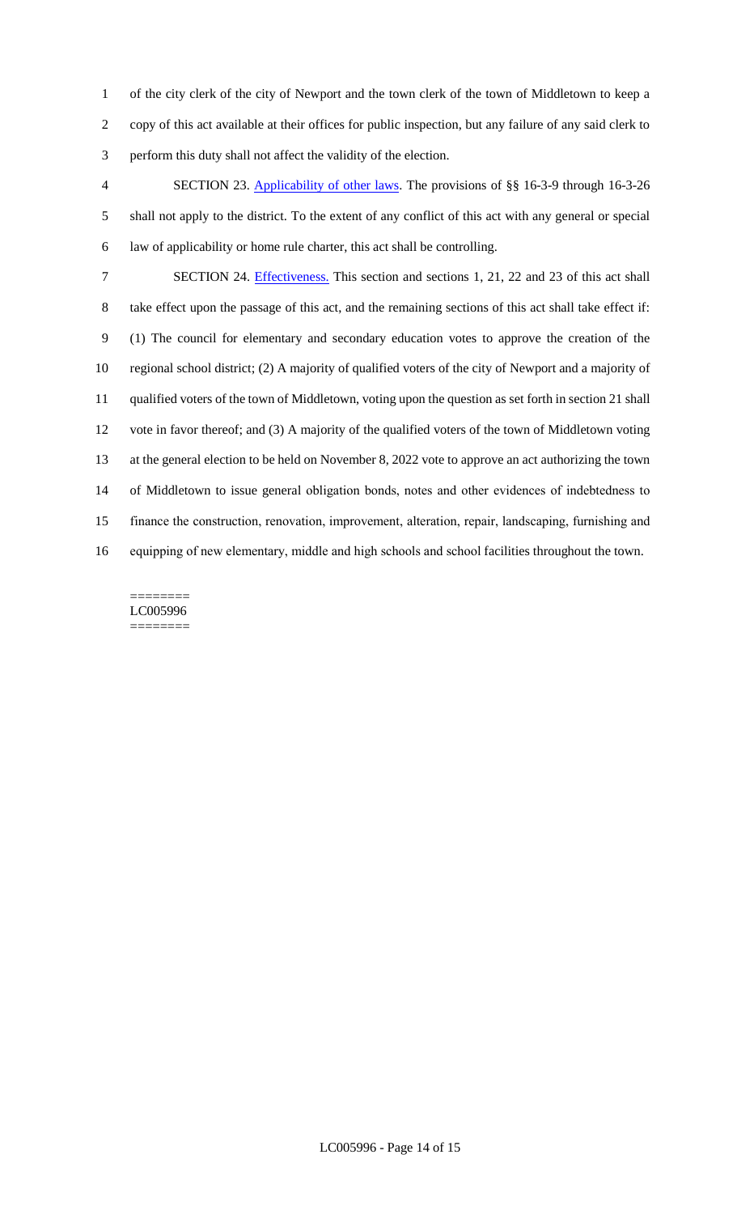of the city clerk of the city of Newport and the town clerk of the town of Middletown to keep a copy of this act available at their offices for public inspection, but any failure of any said clerk to perform this duty shall not affect the validity of the election.

SECTION 23. Applicability of other laws. The provisions of §§ 16-3-9 through 16-3-26 shall not apply to the district. To the extent of any conflict of this act with any general or special law of applicability or home rule charter, this act shall be controlling.

SECTION 24. Effectiveness. This section and sections 1, 21, 22 and 23 of this act shall take effect upon the passage of this act, and the remaining sections of this act shall take effect if: (1) The council for elementary and secondary education votes to approve the creation of the regional school district; (2) A majority of qualified voters of the city of Newport and a majority of qualified voters of the town of Middletown, voting upon the question as set forth in section 21 shall vote in favor thereof; and (3) A majority of the qualified voters of the town of Middletown voting at the general election to be held on November 8, 2022 vote to approve an act authorizing the town of Middletown to issue general obligation bonds, notes and other evidences of indebtedness to finance the construction, renovation, improvement, alteration, repair, landscaping, furnishing and equipping of new elementary, middle and high schools and school facilities throughout the town.

========
LC005996
========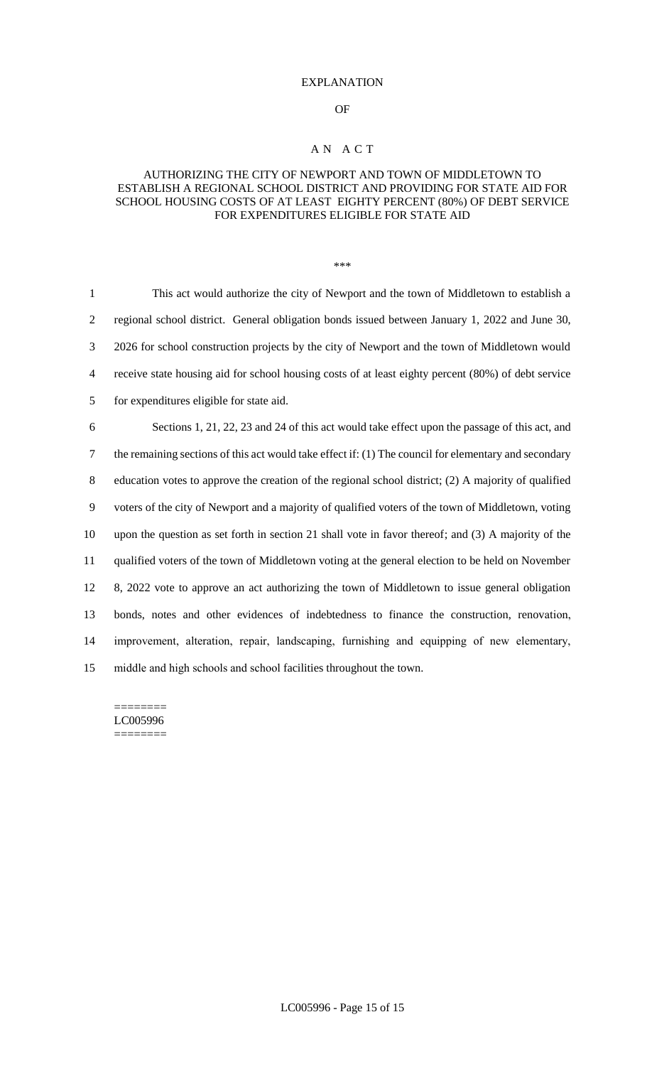# EXPLANATION

# OF

# A N A C T

## AUTHORIZING THE CITY OF NEWPORT AND TOWN OF MIDDLETOWN TO ESTABLISH A REGIONAL SCHOOL DISTRICT AND PROVIDING FOR STATE AID FOR SCHOOL HOUSING COSTS OF AT LEAST EIGHTY PERCENT (80%) OF DEBT SERVICE FOR EXPENDITURES ELIGIBLE FOR STATE AID

\*\*\*

1 This act would authorize the city of Newport and the town of Middletown to establish a
2 regional school district. General obligation bonds issued between January 1, 2022 and June 30,
3 2026 for school construction projects by the city of Newport and the town of Middletown would
4 receive state housing aid for school housing costs of at least eighty percent (80%) of debt service
5 for expenditures eligible for state aid.

6 Sections 1, 21, 22, 23 and 24 of this act would take effect upon the passage of this act, and
7 the remaining sections of this act would take effect if: (1) The council for elementary and secondary
8 education votes to approve the creation of the regional school district; (2) A majority of qualified
9 voters of the city of Newport and a majority of qualified voters of the town of Middletown, voting
10 upon the question as set forth in section 21 shall vote in favor thereof; and (3) A majority of the
11 qualified voters of the town of Middletown voting at the general election to be held on November
12 8, 2022 vote to approve an act authorizing the town of Middletown to issue general obligation
13 bonds, notes and other evidences of indebtedness to finance the construction, renovation,
14 improvement, alteration, repair, landscaping, furnishing and equipping of new elementary,
15 middle and high schools and school facilities throughout the town.

========
LC005996
========